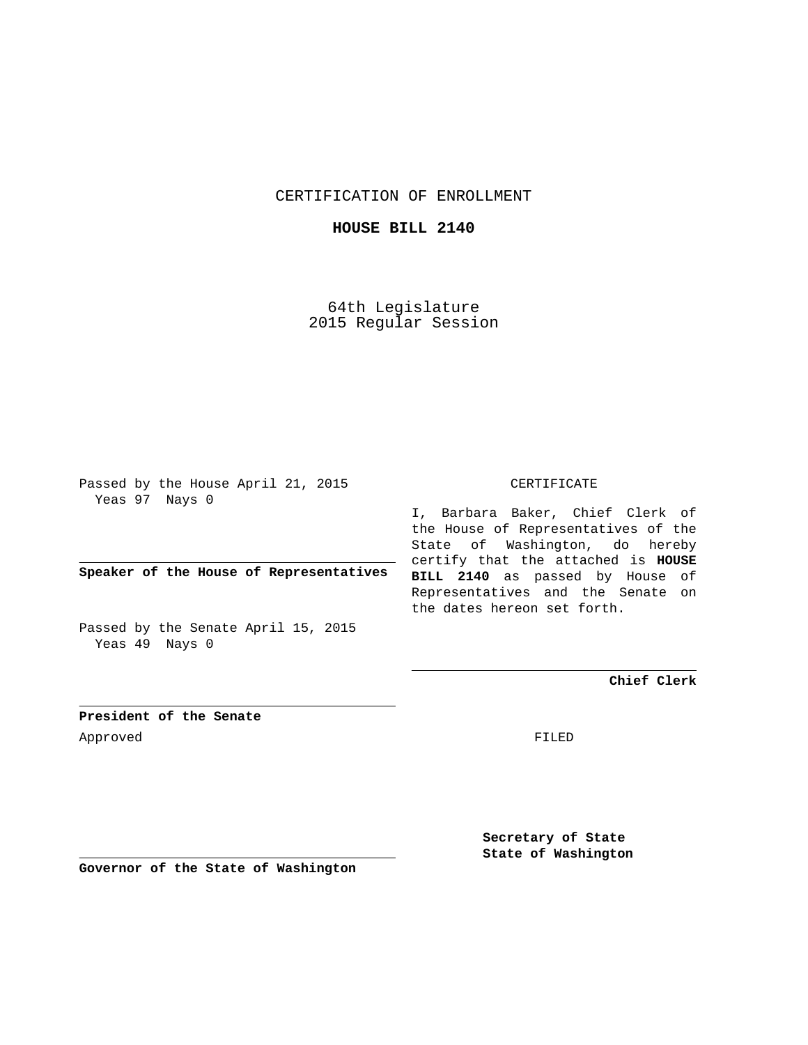CERTIFICATION OF ENROLLMENT

**HOUSE BILL 2140**

64th Legislature
2015 Regular Session

Passed by the House April 21, 2015
Yeas 97 Nays 0

**Speaker of the House of Representatives**

Passed by the Senate April 15, 2015
Yeas 49 Nays 0

**President of the Senate**

Approved

**Governor of the State of Washington**

CERTIFICATE

I, Barbara Baker, Chief Clerk of the House of Representatives of the State of Washington, do hereby certify that the attached is **HOUSE BILL 2140** as passed by House of Representatives and the Senate on the dates hereon set forth.

**Chief Clerk**

FILED

**Secretary of State**
**State of Washington**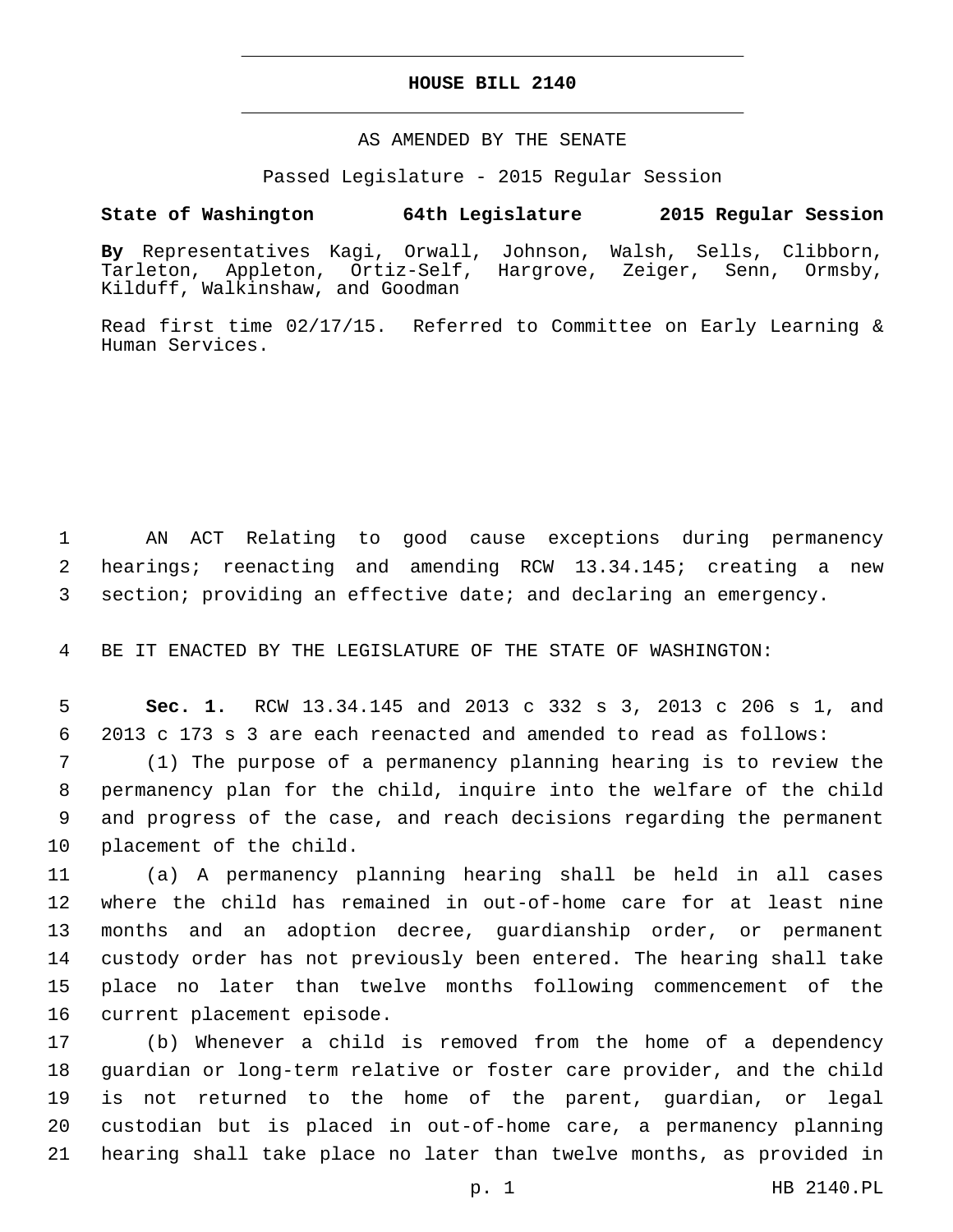# HOUSE BILL 2140

AS AMENDED BY THE SENATE

Passed Legislature - 2015 Regular Session

**State of Washington 64th Legislature 2015 Regular Session**

**By** Representatives Kagi, Orwall, Johnson, Walsh, Sells, Clibborn, Tarleton, Appleton, Ortiz-Self, Hargrove, Zeiger, Senn, Ormsby, Kilduff, Walkinshaw, and Goodman

Read first time 02/17/15. Referred to Committee on Early Learning & Human Services.

1 AN ACT Relating to good cause exceptions during permanency 2 hearings; reenacting and amending RCW 13.34.145; creating a new 3 section; providing an effective date; and declaring an emergency.

4 BE IT ENACTED BY THE LEGISLATURE OF THE STATE OF WASHINGTON:

5 **Sec. 1.** RCW 13.34.145 and 2013 c 332 s 3, 2013 c 206 s 1, and 6 2013 c 173 s 3 are each reenacted and amended to read as follows:

7 (1) The purpose of a permanency planning hearing is to review the 8 permanency plan for the child, inquire into the welfare of the child 9 and progress of the case, and reach decisions regarding the permanent 10 placement of the child.

11 (a) A permanency planning hearing shall be held in all cases 12 where the child has remained in out-of-home care for at least nine 13 months and an adoption decree, guardianship order, or permanent 14 custody order has not previously been entered. The hearing shall take 15 place no later than twelve months following commencement of the 16 current placement episode.

17 (b) Whenever a child is removed from the home of a dependency 18 guardian or long-term relative or foster care provider, and the child 19 is not returned to the home of the parent, guardian, or legal 20 custodian but is placed in out-of-home care, a permanency planning 21 hearing shall take place no later than twelve months, as provided in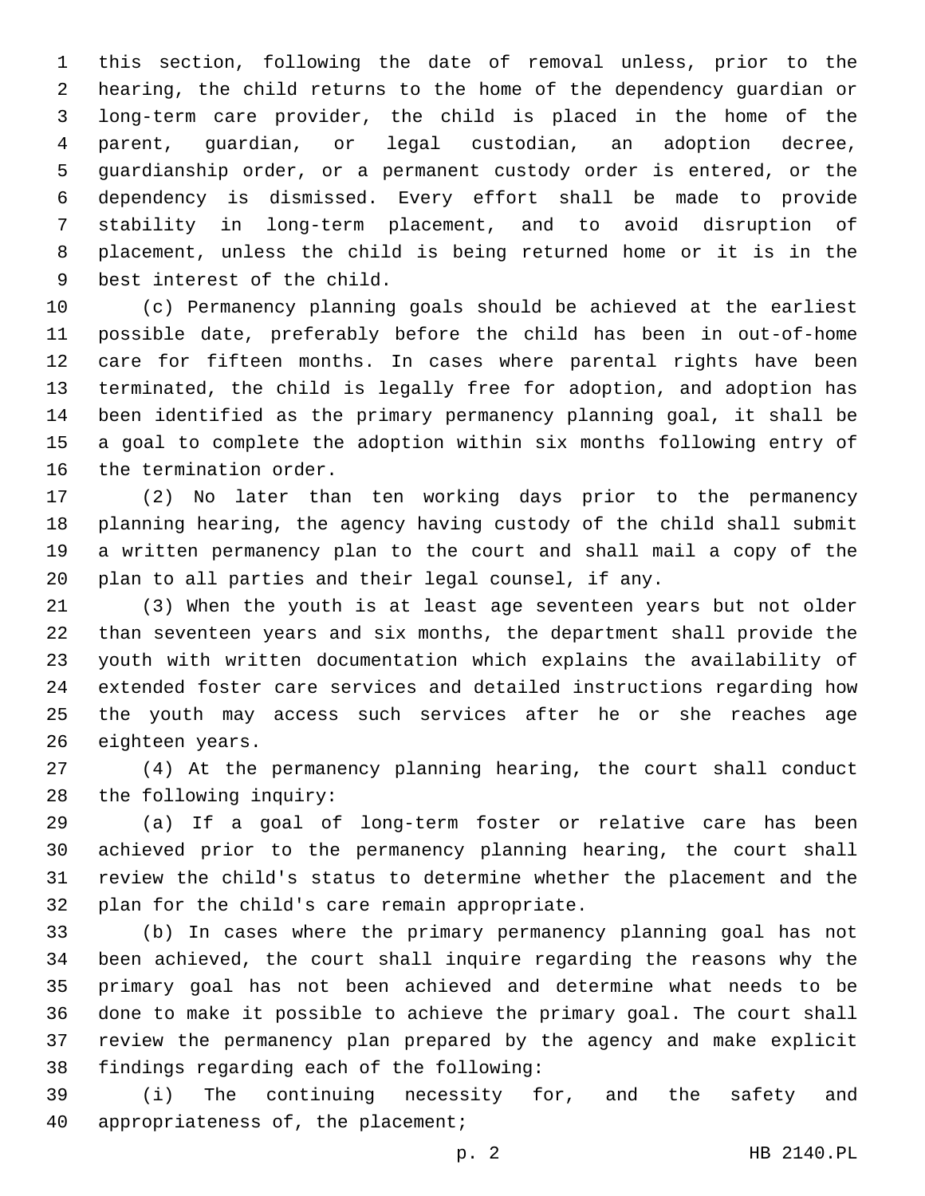this section, following the date of removal unless, prior to the hearing, the child returns to the home of the dependency guardian or long-term care provider, the child is placed in the home of the parent, guardian, or legal custodian, an adoption decree, guardianship order, or a permanent custody order is entered, or the dependency is dismissed. Every effort shall be made to provide stability in long-term placement, and to avoid disruption of placement, unless the child is being returned home or it is in the best interest of the child.

(c) Permanency planning goals should be achieved at the earliest possible date, preferably before the child has been in out-of-home care for fifteen months. In cases where parental rights have been terminated, the child is legally free for adoption, and adoption has been identified as the primary permanency planning goal, it shall be a goal to complete the adoption within six months following entry of the termination order.

(2) No later than ten working days prior to the permanency planning hearing, the agency having custody of the child shall submit a written permanency plan to the court and shall mail a copy of the plan to all parties and their legal counsel, if any.

(3) When the youth is at least age seventeen years but not older than seventeen years and six months, the department shall provide the youth with written documentation which explains the availability of extended foster care services and detailed instructions regarding how the youth may access such services after he or she reaches age eighteen years.

(4) At the permanency planning hearing, the court shall conduct the following inquiry:

(a) If a goal of long-term foster or relative care has been achieved prior to the permanency planning hearing, the court shall review the child's status to determine whether the placement and the plan for the child's care remain appropriate.

(b) In cases where the primary permanency planning goal has not been achieved, the court shall inquire regarding the reasons why the primary goal has not been achieved and determine what needs to be done to make it possible to achieve the primary goal. The court shall review the permanency plan prepared by the agency and make explicit findings regarding each of the following:

(i) The continuing necessity for, and the safety and appropriateness of, the placement;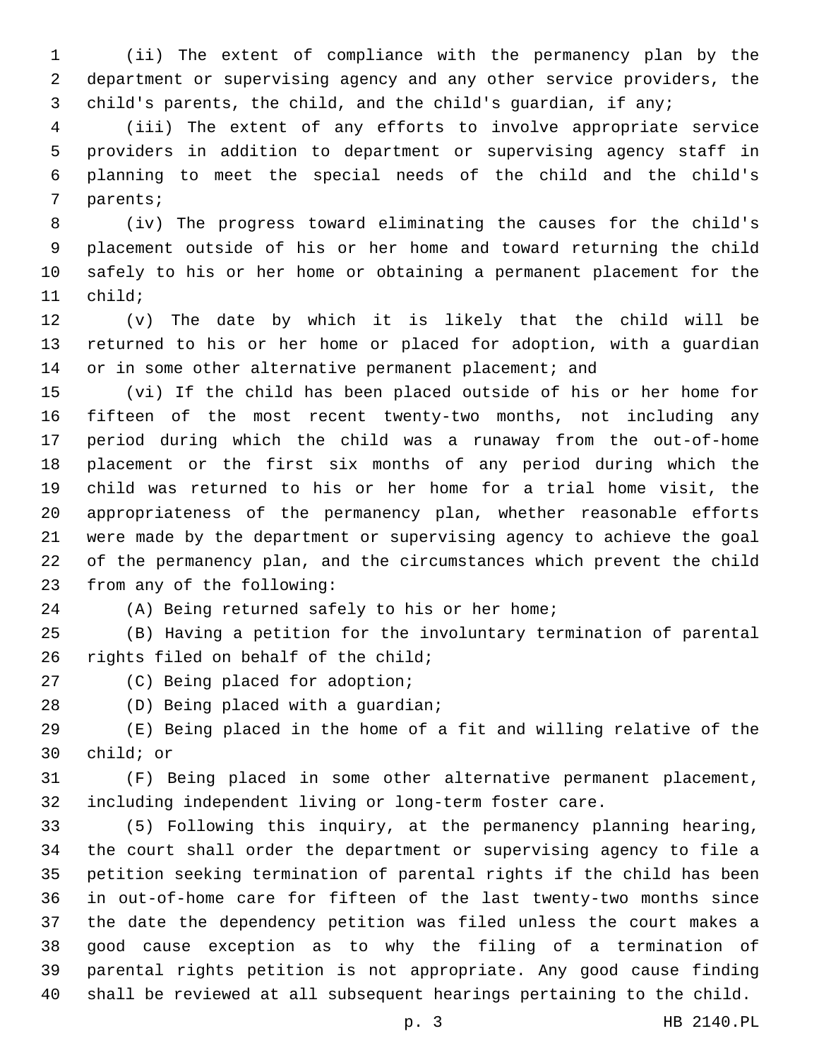(ii) The extent of compliance with the permanency plan by the department or supervising agency and any other service providers, the child's parents, the child, and the child's guardian, if any;

(iii) The extent of any efforts to involve appropriate service providers in addition to department or supervising agency staff in planning to meet the special needs of the child and the child's parents;

(iv) The progress toward eliminating the causes for the child's placement outside of his or her home and toward returning the child safely to his or her home or obtaining a permanent placement for the child;

(v) The date by which it is likely that the child will be returned to his or her home or placed for adoption, with a guardian or in some other alternative permanent placement; and

(vi) If the child has been placed outside of his or her home for fifteen of the most recent twenty-two months, not including any period during which the child was a runaway from the out-of-home placement or the first six months of any period during which the child was returned to his or her home for a trial home visit, the appropriateness of the permanency plan, whether reasonable efforts were made by the department or supervising agency to achieve the goal of the permanency plan, and the circumstances which prevent the child from any of the following:

(A) Being returned safely to his or her home;

(B) Having a petition for the involuntary termination of parental rights filed on behalf of the child;

(C) Being placed for adoption;

(D) Being placed with a guardian;

(E) Being placed in the home of a fit and willing relative of the child; or

(F) Being placed in some other alternative permanent placement, including independent living or long-term foster care.

(5) Following this inquiry, at the permanency planning hearing, the court shall order the department or supervising agency to file a petition seeking termination of parental rights if the child has been in out-of-home care for fifteen of the last twenty-two months since the date the dependency petition was filed unless the court makes a good cause exception as to why the filing of a termination of parental rights petition is not appropriate. Any good cause finding shall be reviewed at all subsequent hearings pertaining to the child.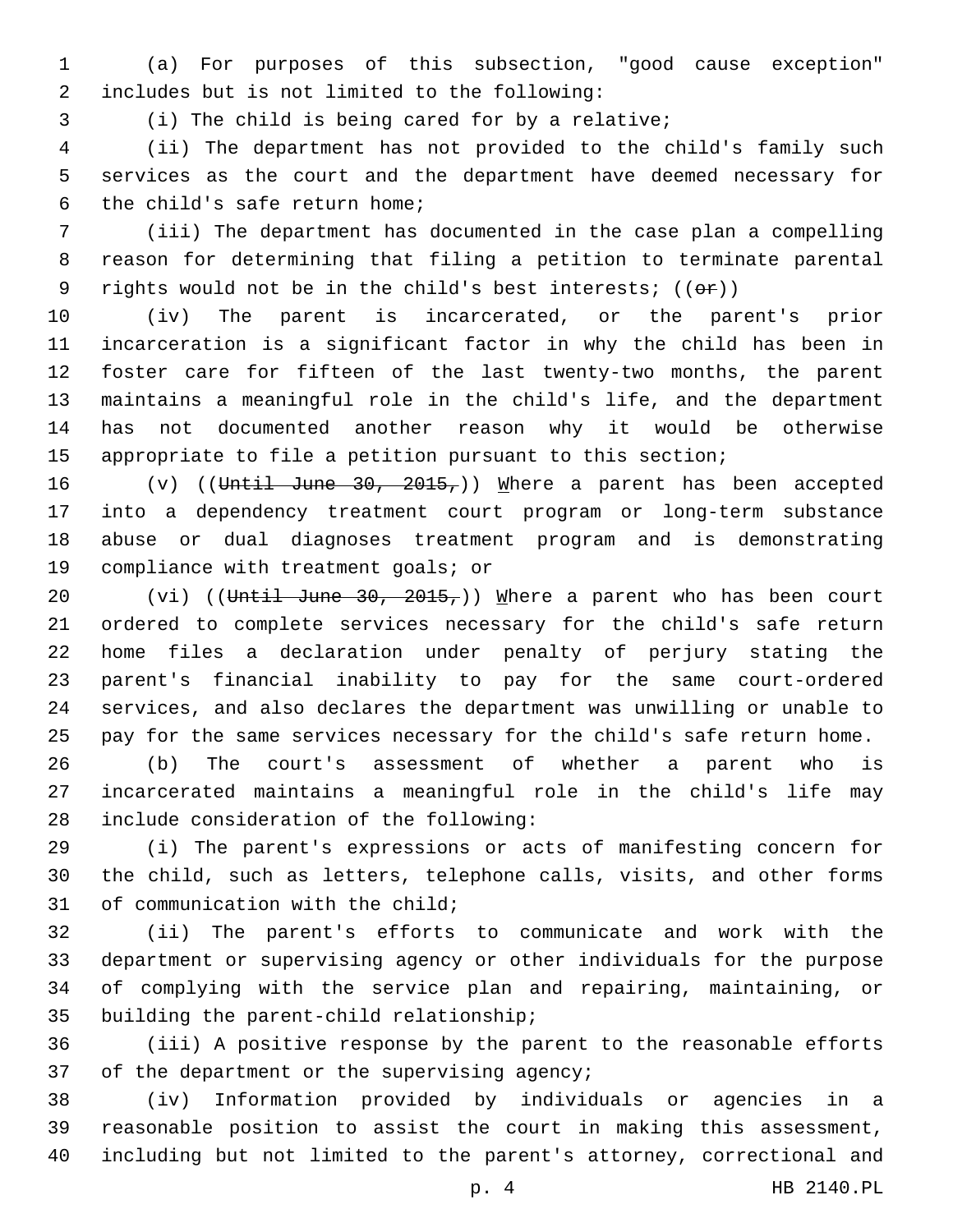(a) For purposes of this subsection, "good cause exception" includes but is not limited to the following:

(i) The child is being cared for by a relative;

(ii) The department has not provided to the child's family such services as the court and the department have deemed necessary for the child's safe return home;

(iii) The department has documented in the case plan a compelling reason for determining that filing a petition to terminate parental rights would not be in the child's best interests; ((~~or~~))

(iv) The parent is incarcerated, or the parent's prior incarceration is a significant factor in why the child has been in foster care for fifteen of the last twenty-two months, the parent maintains a meaningful role in the child's life, and the department has not documented another reason why it would be otherwise appropriate to file a petition pursuant to this section;

(v) ((~~Until June 30, 2015,~~)) Where a parent has been accepted into a dependency treatment court program or long-term substance abuse or dual diagnoses treatment program and is demonstrating compliance with treatment goals; or

(vi) ((~~Until June 30, 2015,~~)) Where a parent who has been court ordered to complete services necessary for the child's safe return home files a declaration under penalty of perjury stating the parent's financial inability to pay for the same court-ordered services, and also declares the department was unwilling or unable to pay for the same services necessary for the child's safe return home.

(b) The court's assessment of whether a parent who is incarcerated maintains a meaningful role in the child's life may include consideration of the following:

(i) The parent's expressions or acts of manifesting concern for the child, such as letters, telephone calls, visits, and other forms of communication with the child;

(ii) The parent's efforts to communicate and work with the department or supervising agency or other individuals for the purpose of complying with the service plan and repairing, maintaining, or building the parent-child relationship;

(iii) A positive response by the parent to the reasonable efforts of the department or the supervising agency;

(iv) Information provided by individuals or agencies in a reasonable position to assist the court in making this assessment, including but not limited to the parent's attorney, correctional and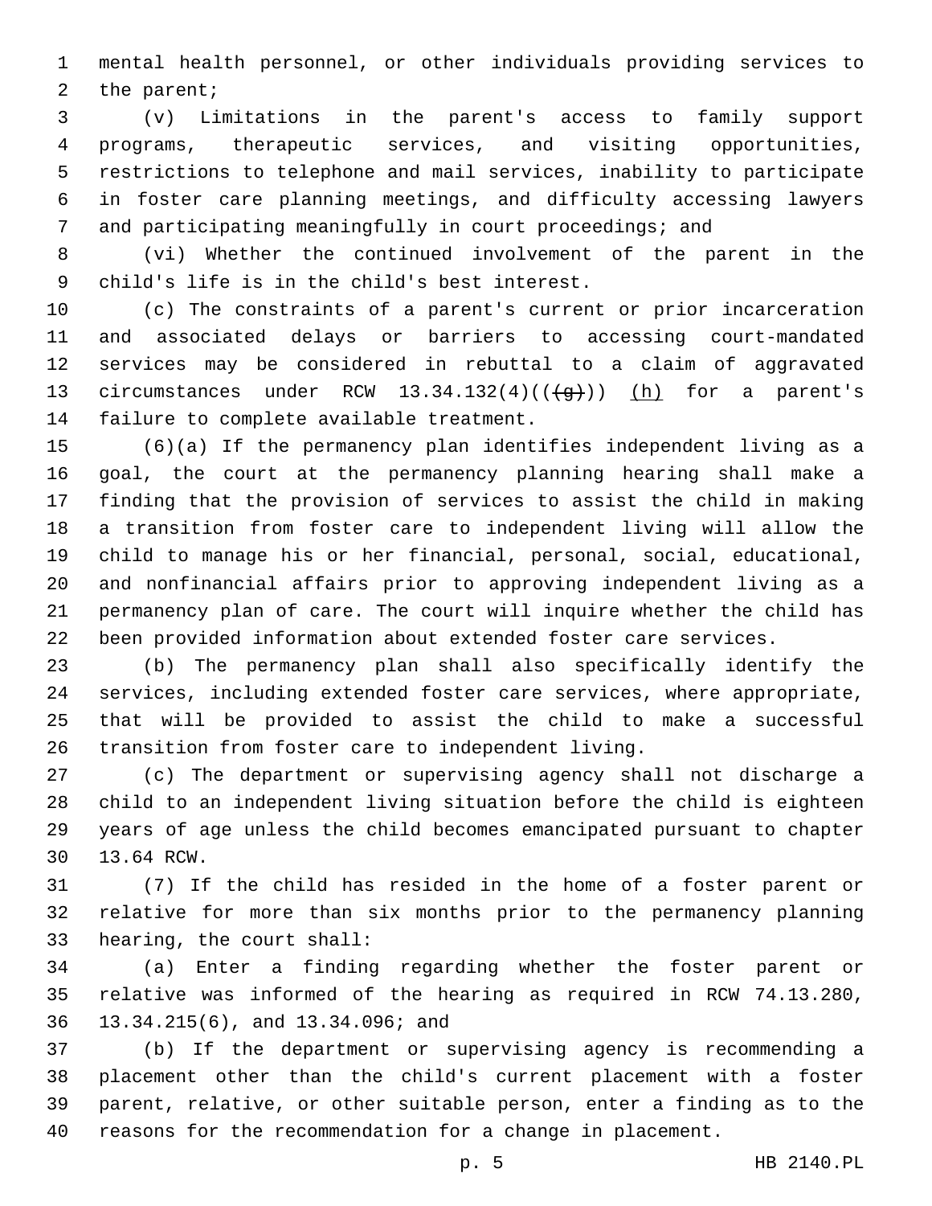mental health personnel, or other individuals providing services to the parent;

(v) Limitations in the parent's access to family support programs, therapeutic services, and visiting opportunities, restrictions to telephone and mail services, inability to participate in foster care planning meetings, and difficulty accessing lawyers and participating meaningfully in court proceedings; and

(vi) Whether the continued involvement of the parent in the child's life is in the child's best interest.

(c) The constraints of a parent's current or prior incarceration and associated delays or barriers to accessing court-mandated services may be considered in rebuttal to a claim of aggravated circumstances under RCW 13.34.132(4)((~~(g)~~)) <u>(h)</u> for a parent's failure to complete available treatment.

(6)(a) If the permanency plan identifies independent living as a goal, the court at the permanency planning hearing shall make a finding that the provision of services to assist the child in making a transition from foster care to independent living will allow the child to manage his or her financial, personal, social, educational, and nonfinancial affairs prior to approving independent living as a permanency plan of care. The court will inquire whether the child has been provided information about extended foster care services.

(b) The permanency plan shall also specifically identify the services, including extended foster care services, where appropriate, that will be provided to assist the child to make a successful transition from foster care to independent living.

(c) The department or supervising agency shall not discharge a child to an independent living situation before the child is eighteen years of age unless the child becomes emancipated pursuant to chapter 13.64 RCW.

(7) If the child has resided in the home of a foster parent or relative for more than six months prior to the permanency planning hearing, the court shall:

(a) Enter a finding regarding whether the foster parent or relative was informed of the hearing as required in RCW 74.13.280, 13.34.215(6), and 13.34.096; and

(b) If the department or supervising agency is recommending a placement other than the child's current placement with a foster parent, relative, or other suitable person, enter a finding as to the reasons for the recommendation for a change in placement.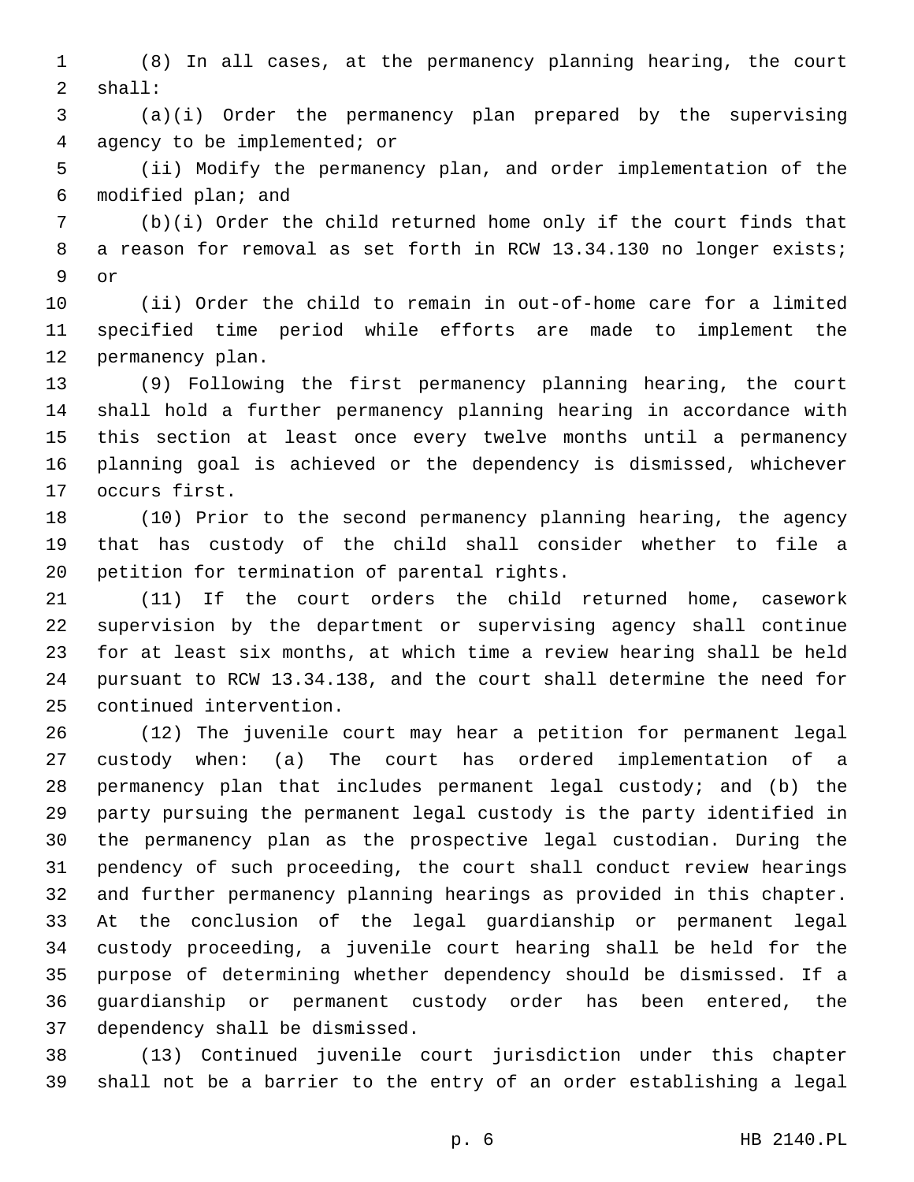(8) In all cases, at the permanency planning hearing, the court shall:

(a)(i) Order the permanency plan prepared by the supervising agency to be implemented; or

(ii) Modify the permanency plan, and order implementation of the modified plan; and

(b)(i) Order the child returned home only if the court finds that a reason for removal as set forth in RCW 13.34.130 no longer exists; or

(ii) Order the child to remain in out-of-home care for a limited specified time period while efforts are made to implement the permanency plan.

(9) Following the first permanency planning hearing, the court shall hold a further permanency planning hearing in accordance with this section at least once every twelve months until a permanency planning goal is achieved or the dependency is dismissed, whichever occurs first.

(10) Prior to the second permanency planning hearing, the agency that has custody of the child shall consider whether to file a petition for termination of parental rights.

(11) If the court orders the child returned home, casework supervision by the department or supervising agency shall continue for at least six months, at which time a review hearing shall be held pursuant to RCW 13.34.138, and the court shall determine the need for continued intervention.

(12) The juvenile court may hear a petition for permanent legal custody when: (a) The court has ordered implementation of a permanency plan that includes permanent legal custody; and (b) the party pursuing the permanent legal custody is the party identified in the permanency plan as the prospective legal custodian. During the pendency of such proceeding, the court shall conduct review hearings and further permanency planning hearings as provided in this chapter. At the conclusion of the legal guardianship or permanent legal custody proceeding, a juvenile court hearing shall be held for the purpose of determining whether dependency should be dismissed. If a guardianship or permanent custody order has been entered, the dependency shall be dismissed.

(13) Continued juvenile court jurisdiction under this chapter shall not be a barrier to the entry of an order establishing a legal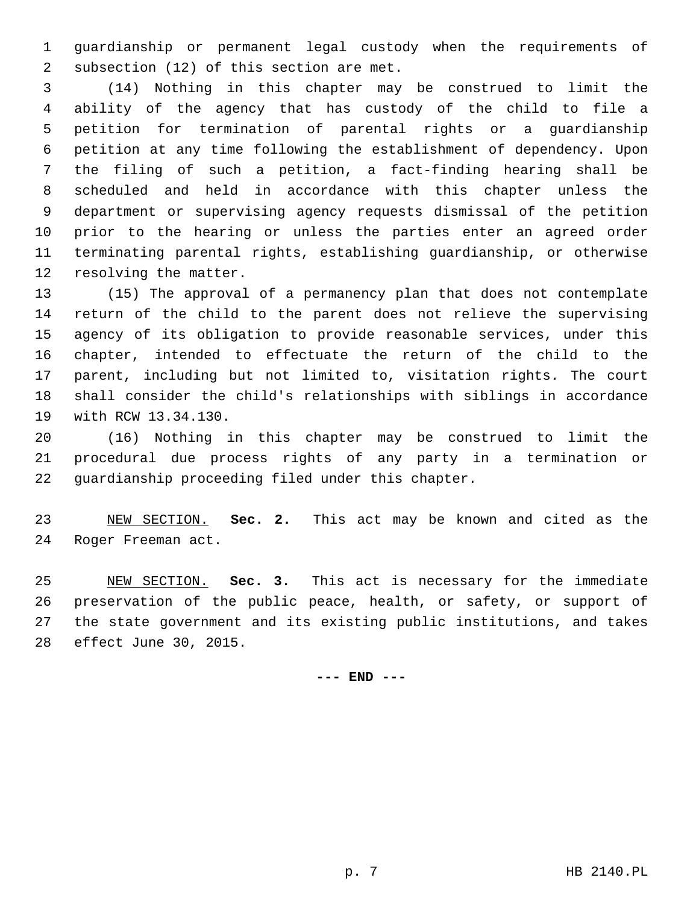guardianship or permanent legal custody when the requirements of subsection (12) of this section are met.

(14) Nothing in this chapter may be construed to limit the ability of the agency that has custody of the child to file a petition for termination of parental rights or a guardianship petition at any time following the establishment of dependency. Upon the filing of such a petition, a fact-finding hearing shall be scheduled and held in accordance with this chapter unless the department or supervising agency requests dismissal of the petition prior to the hearing or unless the parties enter an agreed order terminating parental rights, establishing guardianship, or otherwise resolving the matter.

(15) The approval of a permanency plan that does not contemplate return of the child to the parent does not relieve the supervising agency of its obligation to provide reasonable services, under this chapter, intended to effectuate the return of the child to the parent, including but not limited to, visitation rights. The court shall consider the child's relationships with siblings in accordance with RCW 13.34.130.

(16) Nothing in this chapter may be construed to limit the procedural due process rights of any party in a termination or guardianship proceeding filed under this chapter.

NEW SECTION. **Sec. 2.** This act may be known and cited as the Roger Freeman act.

NEW SECTION. **Sec. 3.** This act is necessary for the immediate preservation of the public peace, health, or safety, or support of the state government and its existing public institutions, and takes effect June 30, 2015.

**--- END ---**